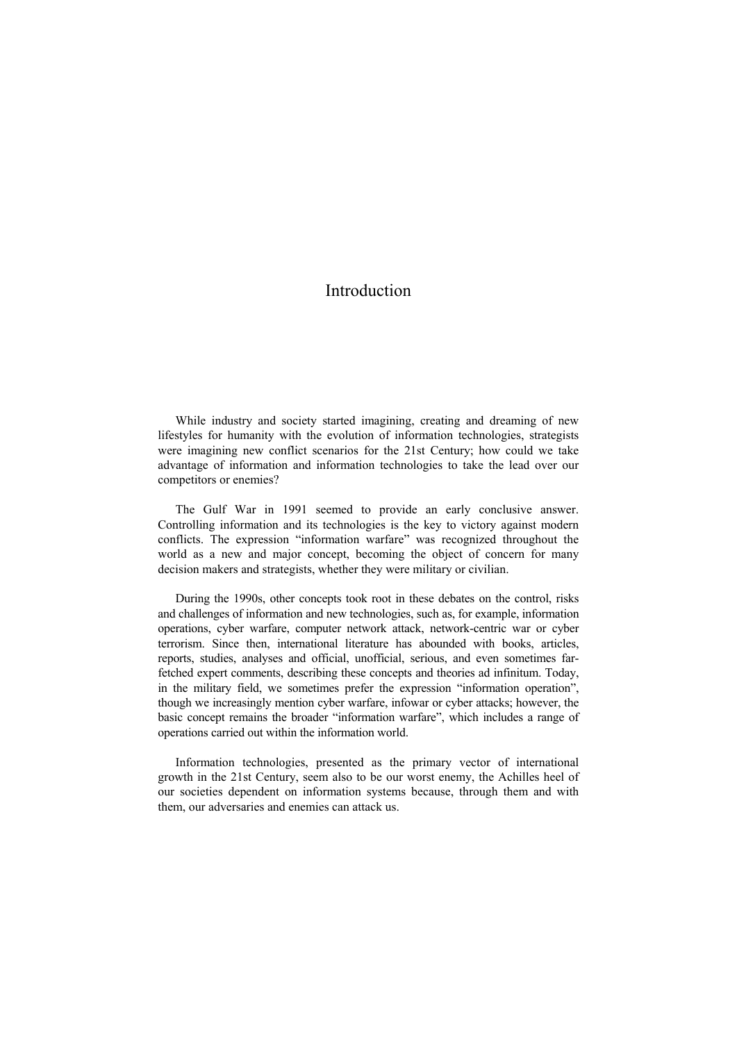# Introduction

While industry and society started imagining, creating and dreaming of new lifestyles for humanity with the evolution of information technologies, strategists were imagining new conflict scenarios for the 21st Century; how could we take advantage of information and information technologies to take the lead over our competitors or enemies?

The Gulf War in 1991 seemed to provide an early conclusive answer. Controlling information and its technologies is the key to victory against modern conflicts. The expression "information warfare" was recognized throughout the world as a new and major concept, becoming the object of concern for many decision makers and strategists, whether they were military or civilian.

During the 1990s, other concepts took root in these debates on the control, risks and challenges of information and new technologies, such as, for example, information operations, cyber warfare, computer network attack, network-centric war or cyber terrorism. Since then, international literature has abounded with books, articles, reports, studies, analyses and official, unofficial, serious, and even sometimes far-fetched expert comments, describing these concepts and theories ad infinitum. Today, in the military field, we sometimes prefer the expression "information operation", though we increasingly mention cyber warfare, infowar or cyber attacks; however, the basic concept remains the broader "information warfare", which includes a range of operations carried out within the information world.

Information technologies, presented as the primary vector of international growth in the 21st Century, seem also to be our worst enemy, the Achilles heel of our societies dependent on information systems because, through them and with them, our adversaries and enemies can attack us.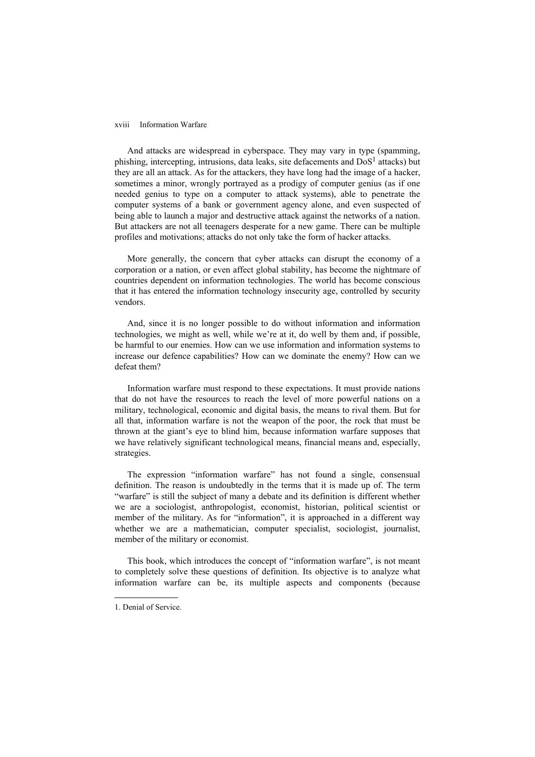And attacks are widespread in cyberspace. They may vary in type (spamming, phishing, intercepting, intrusions, data leaks, site defacements and DoS[1] attacks) but they are all an attack. As for the attackers, they have long had the image of a hacker, sometimes a minor, wrongly portrayed as a prodigy of computer genius (as if one needed genius to type on a computer to attack systems), able to penetrate the computer systems of a bank or government agency alone, and even suspected of being able to launch a major and destructive attack against the networks of a nation. But attackers are not all teenagers desperate for a new game. There can be multiple profiles and motivations; attacks do not only take the form of hacker attacks.

More generally, the concern that cyber attacks can disrupt the economy of a corporation or a nation, or even affect global stability, has become the nightmare of countries dependent on information technologies. The world has become conscious that it has entered the information technology insecurity age, controlled by security vendors.

And, since it is no longer possible to do without information and information technologies, we might as well, while we're at it, do well by them and, if possible, be harmful to our enemies. How can we use information and information systems to increase our defence capabilities? How can we dominate the enemy? How can we defeat them?

Information warfare must respond to these expectations. It must provide nations that do not have the resources to reach the level of more powerful nations on a military, technological, economic and digital basis, the means to rival them. But for all that, information warfare is not the weapon of the poor, the rock that must be thrown at the giant's eye to blind him, because information warfare supposes that we have relatively significant technological means, financial means and, especially, strategies.

The expression "information warfare" has not found a single, consensual definition. The reason is undoubtedly in the terms that it is made up of. The term "warfare" is still the subject of many a debate and its definition is different whether we are a sociologist, anthropologist, economist, historian, political scientist or member of the military. As for "information", it is approached in a different way whether we are a mathematician, computer specialist, sociologist, journalist, member of the military or economist.

This book, which introduces the concept of "information warfare", is not meant to completely solve these questions of definition. Its objective is to analyze what information warfare can be, its multiple aspects and components (because

1. Denial of Service.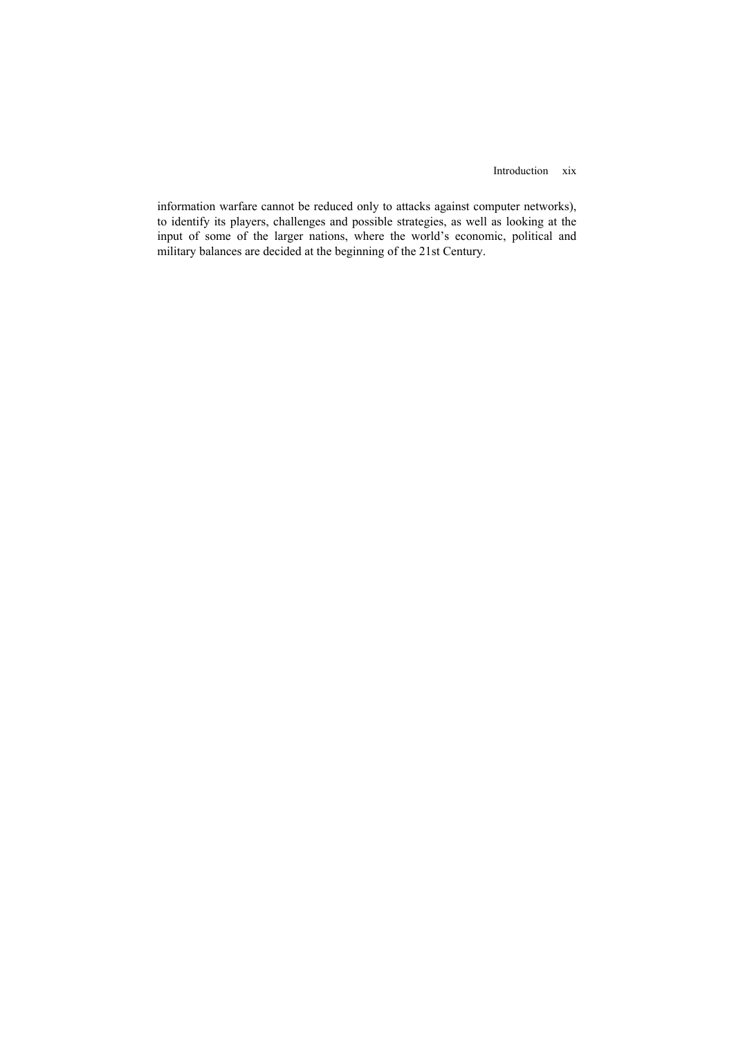information warfare cannot be reduced only to attacks against computer networks), to identify its players, challenges and possible strategies, as well as looking at the input of some of the larger nations, where the world's economic, political and military balances are decided at the beginning of the 21st Century.